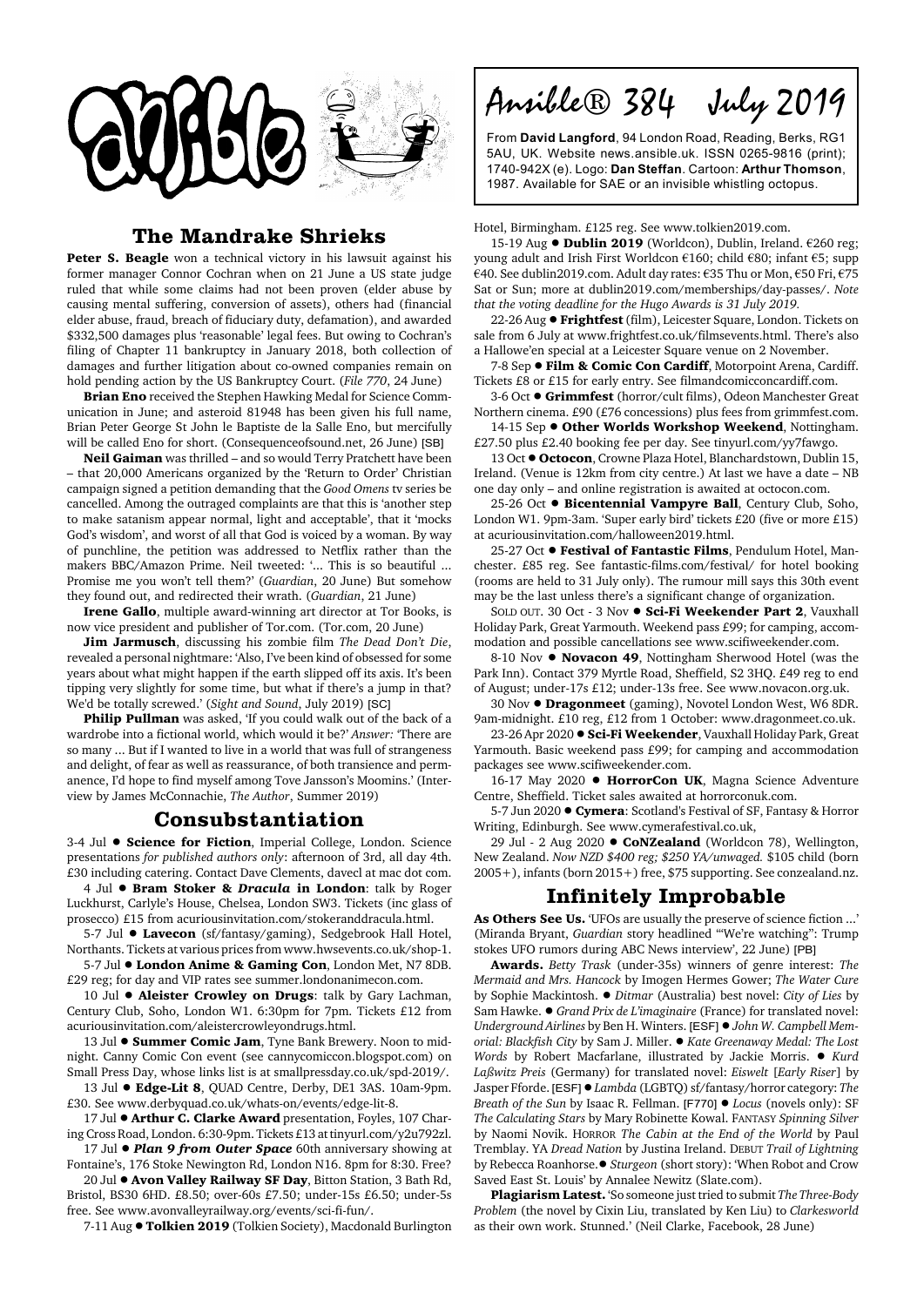# Ansible® 384 July 2019

From **David Langford**, 94 London Road, Reading, Berks, RG1 5AU, UK. Website news.ansible.uk. ISSN 0265-9816 (print); 1740-942X (e). Logo: **Dan Steffan**. Cartoon: **Arthur Thomson**, 1987. Available for SAE or an invisible whistling octopus.

## The Mandrake Shrieks

**Peter S. Beagle** won a technical victory in his lawsuit against his former manager Connor Cochran when on 21 June a US state judge ruled that while some claims had not been proven (elder abuse by causing mental suffering, conversion of assets), others had (financial elder abuse, fraud, breach of fiduciary duty, defamation), and awarded $332,500 damages plus 'reasonable' legal fees. But owing to Cochran's filing of Chapter 11 bankruptcy in January 2018, both collection of damages and further litigation about co-owned companies remain on hold pending action by the US Bankruptcy Court. (*File 770*, 24 June)

**Brian Eno** received the Stephen Hawking Medal for Science Communication in June; and asteroid 81948 has been given his full name, Brian Peter George St John le Baptiste de la Salle Eno, but mercifully will be called Eno for short. (Consequenceofsound.net, 26 June) [SB]

**Neil Gaiman** was thrilled – and so would Terry Pratchett have been – that 20,000 Americans organized by the 'Return to Order' Christian campaign signed a petition demanding that the *Good Omens* tv series be cancelled. Among the outraged complaints are that this is 'another step to make satanism appear normal, light and acceptable', that it 'mocks God's wisdom', and worst of all that God is voiced by a woman. By way of punchline, the petition was addressed to Netflix rather than the makers BBC/Amazon Prime. Neil tweeted: '... This is so beautiful ... Promise me you won't tell them?' (*Guardian*, 20 June) But somehow they found out, and redirected their wrath. (*Guardian*, 21 June)

**Irene Gallo**, multiple award-winning art director at Tor Books, is now vice president and publisher of Tor.com. (Tor.com, 20 June)

**Jim Jarmusch**, discussing his zombie film *The Dead Don't Die*, revealed a personal nightmare: 'Also, I've been kind of obsessed for some years about what might happen if the earth slipped off its axis. It's been tipping very slightly for some time, but what if there's a jump in that? We'd be totally screwed.' (*Sight and Sound*, July 2019) [SC]

**Philip Pullman** was asked, 'If you could walk out of the back of a wardrobe into a fictional world, which would it be?' *Answer:* 'There are so many ... But if I wanted to live in a world that was full of strangeness and delight, of fear as well as reassurance, of both transience and permanence, I'd hope to find myself among Tove Jansson's Moomins.' (Interview by James McConnachie, *The Author*, Summer 2019)

## Consubstantiation

3-4 Jul ● **Science for Fiction**, Imperial College, London. Science presentations *for published authors only*: afternoon of 3rd, all day 4th. £30 including catering. Contact Dave Clements, davecl at mac dot com.

4 Jul ● **Bram Stoker & *Dracula* in London**: talk by Roger Luckhurst, Carlyle's House, Chelsea, London SW3. Tickets (inc glass of prosecco) £15 from acuriousinvitation.com/stokeranddracula.html.

5-7 Jul ● **Lavecon** (sf/fantasy/gaming), Sedgebrook Hall Hotel, Northants. Tickets at various prices from www.hwsevents.co.uk/shop-1.

5-7 Jul ● **London Anime & Gaming Con**, London Met, N7 8DB. £29 reg; for day and VIP rates see summer.londonanimecon.com.

10 Jul ● **Aleister Crowley on Drugs**: talk by Gary Lachman, Century Club, Soho, London W1. 6:30pm for 7pm. Tickets £12 from acuriousinvitation.com/aleistercrowleyondrugs.html.

13 Jul ● **Summer Comic Jam**, Tyne Bank Brewery. Noon to midnight. Canny Comic Con event (see cannycomiccon.blogspot.com) on Small Press Day, whose links list is at smallpressday.co.uk/spd-2019/.

13 Jul ● **Edge-Lit 8**, QUAD Centre, Derby, DE1 3AS. 10am-9pm. £30. See www.derbyquad.co.uk/whats-on/events/edge-lit-8.

17 Jul ● **Arthur C. Clarke Award** presentation, Foyles, 107 Charing Cross Road, London. 6:30-9pm. Tickets £13 at tinyurl.com/y2u792zl.

17 Jul ● ***Plan 9 from Outer Space*** 60th anniversary showing at Fontaine's, 176 Stoke Newington Rd, London N16. 8pm for 8:30. Free?

20 Jul ● **Avon Valley Railway SF Day**, Bitton Station, 3 Bath Rd, Bristol, BS30 6HD. £8.50; over-60s £7.50; under-15s £6.50; under-5s free. See www.avonvalleyrailway.org/events/sci-fi-fun/.

7-11 Aug ● **Tolkien 2019** (Tolkien Society), Macdonald Burlington Hotel, Birmingham. £125 reg. See www.tolkien2019.com.

15-19 Aug ● **Dublin 2019** (Worldcon), Dublin, Ireland. €260 reg; young adult and Irish First Worldcon €160; child €80; infant €5; supp €40. See dublin2019.com. Adult day rates: €35 Thu or Mon, €50 Fri, €75 Sat or Sun; more at dublin2019.com/memberships/day-passes/. *Note that the voting deadline for the Hugo Awards is 31 July 2019.*

22-26 Aug ● **Frightfest** (film), Leicester Square, London. Tickets on sale from 6 July at www.frightfest.co.uk/filmsevents.html. There's also a Hallowe'en special at a Leicester Square venue on 2 November.

7-8 Sep ● **Film & Comic Con Cardiff**, Motorpoint Arena, Cardiff. Tickets £8 or £15 for early entry. See filmandcomicconcardiff.com.

3-6 Oct ● **Grimmfest** (horror/cult films), Odeon Manchester Great Northern cinema. £90 (£76 concessions) plus fees from grimmfest.com.

14-15 Sep ● **Other Worlds Workshop Weekend**, Nottingham. £27.50 plus £2.40 booking fee per day. See tinyurl.com/yy7fawgo.

13 Oct ● **Octocon**, Crowne Plaza Hotel, Blanchardstown, Dublin 15, Ireland. (Venue is 12km from city centre.) At last we have a date – NB one day only – and online registration is awaited at octocon.com.

25-26 Oct ● **Bicentennial Vampyre Ball**, Century Club, Soho, London W1. 9pm-3am. 'Super early bird' tickets £20 (five or more £15) at acuriousinvitation.com/halloween2019.html.

25-27 Oct ● **Festival of Fantastic Films**, Pendulum Hotel, Manchester. £85 reg. See fantastic-films.com/festival/ for hotel booking (rooms are held to 31 July only). The rumour mill says this 30th event may be the last unless there's a significant change of organization.

SOLD OUT. 30 Oct - 3 Nov ● **Sci-Fi Weekender Part 2**, Vauxhall Holiday Park, Great Yarmouth. Weekend pass £99; for camping, accommodation and possible cancellations see www.scifiweekender.com.

8-10 Nov ● **Novacon 49**, Nottingham Sherwood Hotel (was the Park Inn). Contact 379 Myrtle Road, Sheffield, S2 3HQ. £49 reg to end of August; under-17s £12; under-13s free. See www.novacon.org.uk.

30 Nov ● **Dragonmeet** (gaming), Novotel London West, W6 8DR. 9am-midnight. £10 reg, £12 from 1 October: www.dragonmeet.co.uk.

23-26 Apr 2020 ● **Sci-Fi Weekender**, Vauxhall Holiday Park, Great Yarmouth. Basic weekend pass £99; for camping and accommodation packages see www.scifiweekender.com.

16-17 May 2020 ● **HorrorCon UK**, Magna Science Adventure Centre, Sheffield. Ticket sales awaited at horrorconuk.com.

5-7 Jun 2020 ● **Cymera**: Scotland's Festival of SF, Fantasy & Horror Writing, Edinburgh. See www.cymerafestival.co.uk,

29 Jul - 2 Aug 2020 ● **CoNZealand** (Worldcon 78), Wellington, New Zealand. *Now NZD $400 reg; $250 YA/unwaged.* $105 child (born 2005+), infants (born 2015+) free, $75 supporting. See conzealand.nz.

## Infinitely Improbable

**As Others See Us.** 'UFOs are usually the preserve of science fiction ...' (Miranda Bryant, *Guardian* story headlined '"We're watching": Trump stokes UFO rumors during ABC News interview', 22 June) [PB]

**Awards.** *Betty Trask* (under-35s) winners of genre interest: *The Mermaid and Mrs. Hancock* by Imogen Hermes Gower; *The Water Cure* by Sophie Mackintosh. ● *Ditmar* (Australia) best novel: *City of Lies* by Sam Hawke. ● *Grand Prix de L'imaginaire* (France) for translated novel: *Underground Airlines* by Ben H. Winters. [ESF] ● *John W. Campbell Memorial: Blackfish City* by Sam J. Miller. ● *Kate Greenaway Medal: The Lost Words* by Robert Macfarlane, illustrated by Jackie Morris. ● *Kurd Laßwitz Preis* (Germany) for translated novel: *Eiswelt* [*Early Riser*] by Jasper Fforde. [ESF] ● *Lambda* (LGBTQ) sf/fantasy/horror category: *The Breath of the Sun* by Isaac R. Fellman. [F770] ● *Locus* (novels only): SF *The Calculating Stars* by Mary Robinette Kowal. FANTASY *Spinning Silver* by Naomi Novik. HORROR *The Cabin at the End of the World* by Paul Tremblay. YA *Dread Nation* by Justina Ireland. DEBUT *Trail of Lightning* by Rebecca Roanhorse.● *Sturgeon* (short story): 'When Robot and Crow Saved East St. Louis' by Annalee Newitz (Slate.com).

**Plagiarism Latest.** 'So someone just tried to submit *The Three-Body Problem* (the novel by Cixin Liu, translated by Ken Liu) to *Clarkesworld* as their own work. Stunned.' (Neil Clarke, Facebook, 28 June)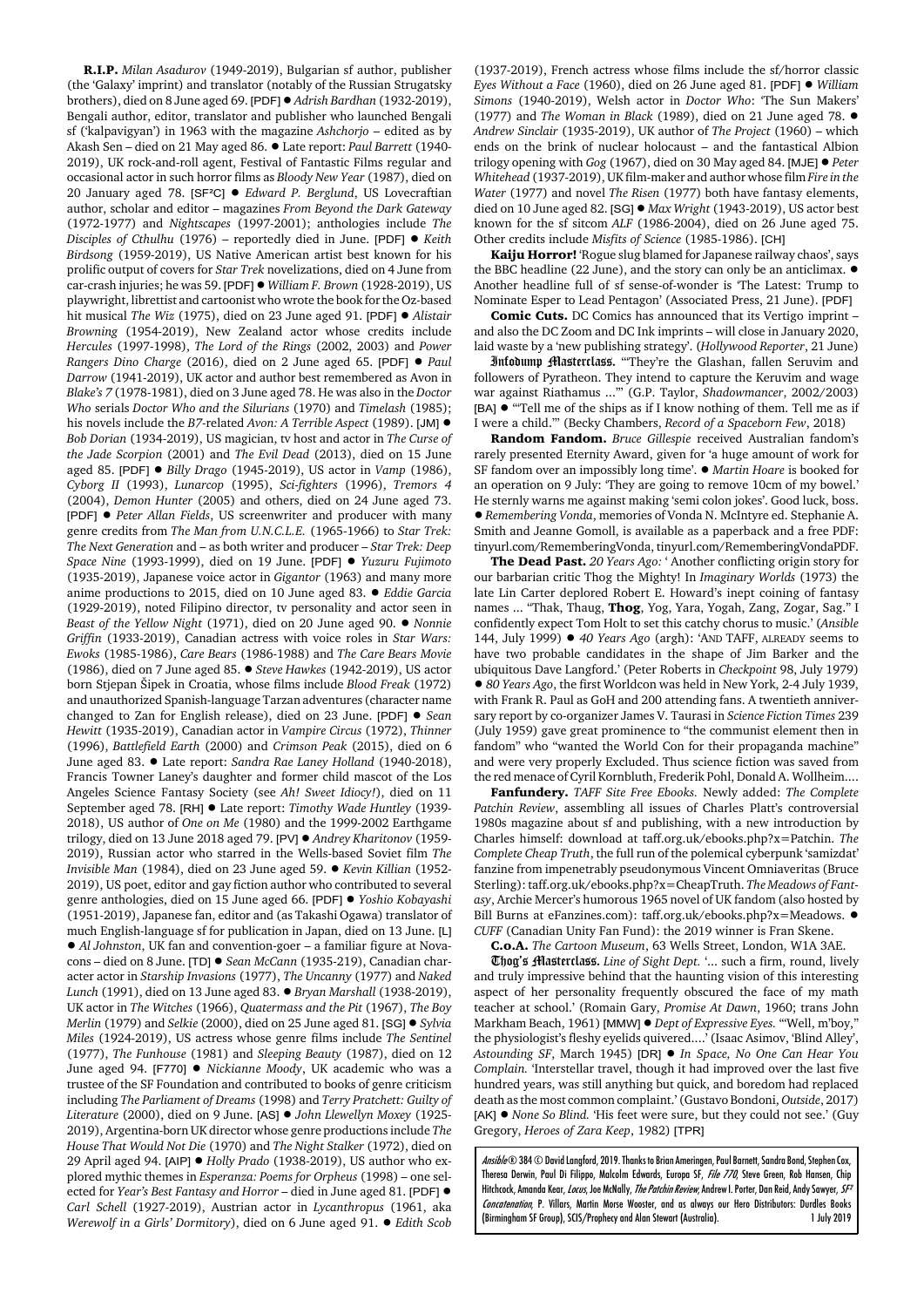**R.I.P.** *Milan Asadurov* (1949-2019), Bulgarian sf author, publisher (the 'Galaxy' imprint) and translator (notably of the Russian Strugatsky brothers), died on 8 June aged 69. [PDF] ● *Adrish Bardhan* (1932-2019), Bengali author, editor, translator and publisher who launched Bengali sf ('kalpavigyan') in 1963 with the magazine *Ashchorjo* – edited as by Akash Sen – died on 21 May aged 86. ● Late report: *Paul Barrett* (1940-2019), UK rock-and-roll agent, Festival of Fantastic Films regular and occasional actor in such horror films as *Bloody New Year* (1987), died on 20 January aged 78. [SF²C] ● *Edward P. Berglund*, US Lovecraftian author, scholar and editor – magazines *From Beyond the Dark Gateway* (1972-1977) and *Nightscapes* (1997-2001); anthologies include *The Disciples of Cthulhu* (1976) – reportedly died in June. [PDF] ● *Keith Birdsong* (1959-2019), US Native American artist best known for his prolific output of covers for *Star Trek* novelizations, died on 4 June from car-crash injuries; he was 59. [PDF] ● *William F. Brown* (1928-2019), US playwright, librettist and cartoonist who wrote the book for the Oz-based hit musical *The Wiz* (1975), died on 23 June aged 91. [PDF] ● *Alistair Browning* (1954-2019), New Zealand actor whose credits include *Hercules* (1997-1998), *The Lord of the Rings* (2002, 2003) and *Power Rangers Dino Charge* (2016), died on 2 June aged 65. [PDF] ● *Paul Darrow* (1941-2019), UK actor and author best remembered as Avon in *Blake's 7* (1978-1981), died on 3 June aged 78. He was also in the *Doctor Who* serials *Doctor Who and the Silurians* (1970) and *Timelash* (1985); his novels include the *B7*-related *Avon: A Terrible Aspect* (1989). [JM] ● *Bob Dorian* (1934-2019), US magician, tv host and actor in *The Curse of the Jade Scorpion* (2001) and *The Evil Dead* (2013), died on 15 June aged 85. [PDF] ● *Billy Drago* (1945-2019), US actor in *Vamp* (1986), *Cyborg II* (1993), *Lunarcop* (1995), *Sci-fighters* (1996), *Tremors 4* (2004), *Demon Hunter* (2005) and others, died on 24 June aged 73. [PDF] ● *Peter Allan Fields*, US screenwriter and producer with many genre credits from *The Man from U.N.C.L.E.* (1965-1966) to *Star Trek: The Next Generation* and – as both writer and producer – *Star Trek: Deep Space Nine* (1993-1999), died on 19 June. [PDF] ● *Yuzuru Fujimoto* (1935-2019), Japanese voice actor in *Gigantor* (1963) and many more anime productions to 2015, died on 10 June aged 83. ● *Eddie Garcia* (1929-2019), noted Filipino director, tv personality and actor seen in *Beast of the Yellow Night* (1971), died on 20 June aged 90. ● *Nonnie Griffin* (1933-2019), Canadian actress with voice roles in *Star Wars: Ewoks* (1985-1986), *Care Bears* (1986-1988) and *The Care Bears Movie* (1986), died on 7 June aged 85. ● *Steve Hawkes* (1942-2019), US actor born Stjepan Šipek in Croatia, whose films include *Blood Freak* (1972) and unauthorized Spanish-language Tarzan adventures (character name changed to Zan for English release), died on 23 June. [PDF] ● *Sean Hewitt* (1935-2019), Canadian actor in *Vampire Circus* (1972), *Thinner* (1996), *Battlefield Earth* (2000) and *Crimson Peak* (2015), died on 6 June aged 83. ● Late report: *Sandra Rae Laney Holland* (1940-2018), Francis Towner Laney's daughter and former child mascot of the Los Angeles Science Fantasy Society (see *Ah! Sweet Idiocy!*), died on 11 September aged 78. [RH] ● Late report: *Timothy Wade Huntley* (1939-2018), US author of *One on Me* (1980) and the 1999-2002 Earthgame trilogy, died on 13 June 2018 aged 79. [PV] ● *Andrey Kharitonov* (1959-2019), Russian actor who starred in the Wells-based Soviet film *The Invisible Man* (1984), died on 23 June aged 59. ● *Kevin Killian* (1952-2019), US poet, editor and gay fiction author who contributed to several genre anthologies, died on 15 June aged 66. [PDF] ● *Yoshio Kobayashi* (1951-2019), Japanese fan, editor and (as Takashi Ogawa) translator of much English-language sf for publication in Japan, died on 13 June. [L] ● *Al Johnston*, UK fan and convention-goer – a familiar figure at Novacons – died on 8 June. [TD] ● *Sean McCann* (1935-219), Canadian character actor in *Starship Invasions* (1977), *The Uncanny* (1977) and *Naked Lunch* (1991), died on 13 June aged 83. ● *Bryan Marshall* (1938-2019), UK actor in *The Witches* (1966), *Quatermass and the Pit* (1967), *The Boy Merlin* (1979) and *Selkie* (2000), died on 25 June aged 81. [SG] ● *Sylvia Miles* (1924-2019), US actress whose genre films include *The Sentinel* (1977), *The Funhouse* (1981) and *Sleeping Beauty* (1987), died on 12 June aged 94. [F770] ● *Nickianne Moody*, UK academic who was a trustee of the SF Foundation and contributed to books of genre criticism including *The Parliament of Dreams* (1998) and *Terry Pratchett: Guilty of Literature* (2000), died on 9 June. [AS] ● *John Llewellyn Moxey* (1925-2019), Argentina-born UK director whose genre productions include *The House That Would Not Die* (1970) and *The Night Stalker* (1972), died on 29 April aged 94. [AIP] ● *Holly Prado* (1938-2019), US author who explored mythic themes in *Esperanza: Poems for Orpheus* (1998) – one selected for *Year's Best Fantasy and Horror* – died in June aged 81. [PDF] ● *Carl Schell* (1927-2019), Austrian actor in *Lycanthropus* (1961, aka *Werewolf in a Girls' Dormitory*), died on 6 June aged 91. ● *Edith Scob* (1937-2019), French actress whose films include the sf/horror classic *Eyes Without a Face* (1960), died on 26 June aged 81. [PDF] ● *William Simons* (1940-2019), Welsh actor in *Doctor Who*: 'The Sun Makers' (1977) and *The Woman in Black* (1989), died on 21 June aged 78. ● *Andrew Sinclair* (1935-2019), UK author of *The Project* (1960) – which ends on the brink of nuclear holocaust – and the fantastical Albion trilogy opening with *Gog* (1967), died on 30 May aged 84. [MJE] ● *Peter Whitehead* (1937-2019), UK film-maker and author whose film *Fire in the Water* (1977) and novel *The Risen* (1977) both have fantasy elements, died on 10 June aged 82. [SG] ● *Max Wright* (1943-2019), US actor best known for the sf sitcom *ALF* (1986-2004), died on 26 June aged 75. Other credits include *Misfits of Science* (1985-1986). [CH]

**Kaiju Horror!** 'Rogue slug blamed for Japanese railway chaos', says the BBC headline (22 June), and the story can only be an anticlimax. ● Another headline full of sf sense-of-wonder is 'The Latest: Trump to Nominate Esper to Lead Pentagon' (Associated Press, 21 June). [PDF]

**Comic Cuts.** DC Comics has announced that its Vertigo imprint – and also the DC Zoom and DC Ink imprints – will close in January 2020, laid waste by a 'new publishing strategy'. (*Hollywood Reporter*, 21 June)

**Infodump Masterclass.** '"They're the Glashan, fallen Seruvim and followers of Pyratheon. They intend to capture the Keruvim and wage war against Riathamus ..."' (G.P. Taylor, *Shadowmancer*, 2002/2003) [BA] ● '"Tell me of the ships as if I know nothing of them. Tell me as if I were a child."' (Becky Chambers, *Record of a Spaceborn Few*, 2018)

**Random Fandom.** *Bruce Gillespie* received Australian fandom's rarely presented Eternity Award, given for 'a huge amount of work for SF fandom over an impossibly long time'. ● *Martin Hoare* is booked for an operation on 9 July: 'They are going to remove 10cm of my bowel.' He sternly warns me against making 'semi colon jokes'. Good luck, boss. ● *Remembering Vonda*, memories of Vonda N. McIntyre ed. Stephanie A. Smith and Jeanne Gomoll, is available as a paperback and a free PDF: tinyurl.com/RememberingVonda, tinyurl.com/RememberingVondaPDF.

**The Dead Past.** *20 Years Ago:* ' Another conflicting origin story for our barbarian critic Thog the Mighty! In *Imaginary Worlds* (1973) the late Lin Carter deplored Robert E. Howard's inept coining of fantasy names ... "Thak, Thaug, **Thog**, Yog, Yara, Yogah, Zang, Zogar, Sag." I confidently expect Tom Holt to set this catchy chorus to music.' (*Ansible* 144, July 1999) ● *40 Years Ago* (argh): 'And TAFF, already seems to have two probable candidates in the shape of Jim Barker and the ubiquitous Dave Langford.' (Peter Roberts in *Checkpoint* 98, July 1979) ● *80 Years Ago*, the first Worldcon was held in New York, 2-4 July 1939, with Frank R. Paul as GoH and 200 attending fans. A twentieth anniversary report by co-organizer James V. Taurasi in *Science Fiction Times* 239 (July 1959) gave great prominence to "the communist element then in fandom" who "wanted the World Con for their propaganda machine" and were very properly Excluded. Thus science fiction was saved from the red menace of Cyril Kornbluth, Frederik Pohl, Donald A. Wollheim....

**Fanfundery.** *TAFF Site Free Ebooks.* Newly added: *The Complete Patchin Review*, assembling all issues of Charles Platt's controversial 1980s magazine about sf and publishing, with a new introduction by Charles himself: download at taff.org.uk/ebooks.php?x=Patchin. *The Complete Cheap Truth*, the full run of the polemical cyberpunk 'samizdat' fanzine from impenetrably pseudonymous Vincent Omniaveritas (Bruce Sterling): taff.org.uk/ebooks.php?x=CheapTruth. *The Meadows of Fantasy*, Archie Mercer's humorous 1965 novel of UK fandom (also hosted by Bill Burns at eFanzines.com): taff.org.uk/ebooks.php?x=Meadows. ● *CUFF* (Canadian Unity Fan Fund): the 2019 winner is Fran Skene.

**C.o.A.** *The Cartoon Museum*, 63 Wells Street, London, W1A 3AE.

**Thog's Masterclass.** *Line of Sight Dept.* '... such a firm, round, lively and truly impressive behind that the haunting vision of this interesting aspect of her personality frequently obscured the face of my math teacher at school.' (Romain Gary, *Promise At Dawn*, 1960; trans John Markham Beach, 1961) [MMW] ● *Dept of Expressive Eyes.* '"Well, m'boy," the physiologist's fleshy eyelids quivered....' (Isaac Asimov, 'Blind Alley', *Astounding SF*, March 1945) [DR] ● *In Space, No One Can Hear You Complain.* 'Interstellar travel, though it had improved over the last five hundred years, was still anything but quick, and boredom had replaced death as the most common complaint.' (Gustavo Bondoni, *Outside*, 2017) [AK] ● *None So Blind.* 'His feet were sure, but they could not see.' (Guy Gregory, *Heroes of Zara Keep*, 1982) [TPR]

*Ansible*® 384 © David Langford, 2019. Thanks to Brian Ameringen, Paul Barnett, Sandra Bond, Stephen Cox, Theresa Derwin, Paul Di Filippo, Malcolm Edwards, Europa SF, *File 770*, Steve Green, Rob Hansen, Chip Hitchcock, Amanda Kear, *Locus*, Joe McNally, *The Patchin Review*, Andrew I. Porter, Dan Reid, Andy Sawyer, *SF² Concatenation*, P. Villars, Martin Morse Wooster, and as always our Hero Distributors: Durdles Books (Birmingham SF Group), SCIS/Prophecy and Alan Stewart (Australia). 1 July 2019